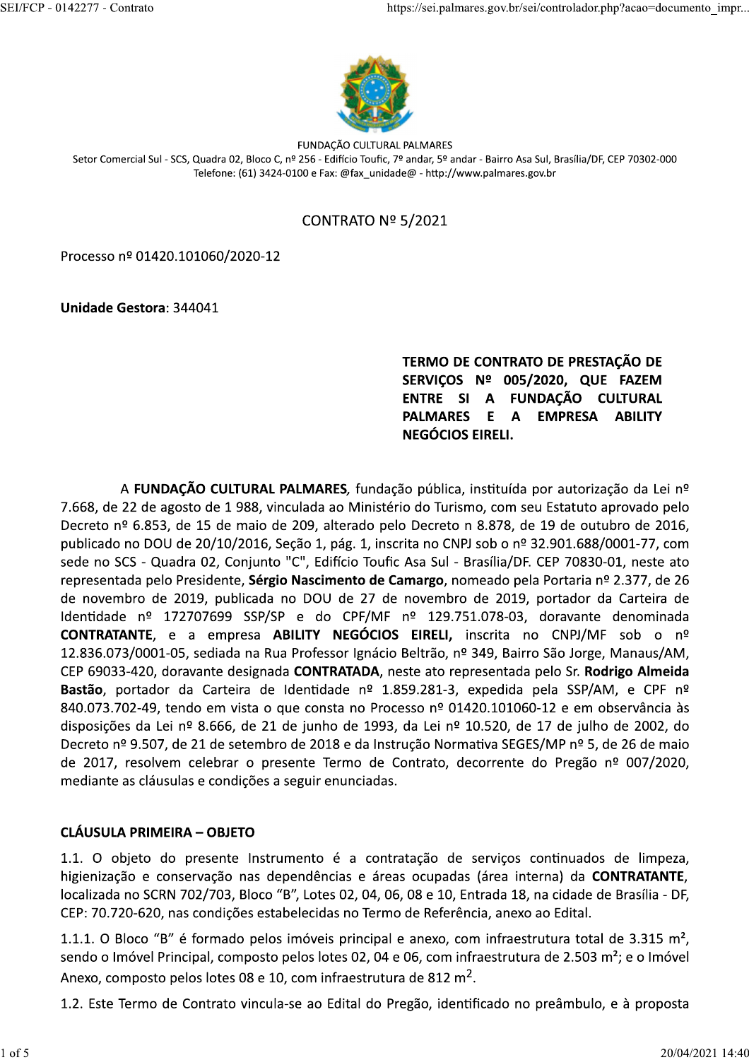FUNDAÇÃO CULTURAL PALMARES

Setor Comercial Sul - SCS, Quadra 02, Bloco C, nº 256 - Edifício Toufic, 7º andar, 5º andar - Bairro Asa Sul, Brasília/DF, CEP 70302-000
Telefone: (61) 3424-0100 e Fax: @fax_unidade@ - http://www.palmares.gov.br

# CONTRATO Nº 5/2021

Processo nº 01420.101060/2020-12

**Unidade Gestora**: 344041

**TERMO DE CONTRATO DE PRESTAÇÃO DE SERVIÇOS Nº 005/2020, QUE FAZEM ENTRE SI A FUNDAÇÃO CULTURAL PALMARES E A EMPRESA ABILITY NEGÓCIOS EIRELI.**

A **FUNDAÇÃO CULTURAL PALMARES**, fundação pública, instituída por autorização da Lei nº 7.668, de 22 de agosto de 1 988, vinculada ao Ministério do Turismo, com seu Estatuto aprovado pelo Decreto nº 6.853, de 15 de maio de 209, alterado pelo Decreto n 8.878, de 19 de outubro de 2016, publicado no DOU de 20/10/2016, Seção 1, pág. 1, inscrita no CNPJ sob o nº 32.901.688/0001-77, com sede no SCS - Quadra 02, Conjunto "C", Edifício Toufic Asa Sul - Brasília/DF. CEP 70830-01, neste ato representada pelo Presidente, **Sérgio Nascimento de Camargo**, nomeado pela Portaria nº 2.377, de 26 de novembro de 2019, publicada no DOU de 27 de novembro de 2019, portador da Carteira de Identidade nº 172707699 SSP/SP e do CPF/MF nº 129.751.078-03, doravante denominada **CONTRATANTE**, e a empresa **ABILITY NEGÓCIOS EIRELI,** inscrita no CNPJ/MF sob o nº 12.836.073/0001-05, sediada na Rua Professor Ignácio Beltrão, nº 349, Bairro São Jorge, Manaus/AM, CEP 69033-420, doravante designada **CONTRATADA**, neste ato representada pelo Sr. **Rodrigo Almeida Bastão**, portador da Carteira de Identidade nº 1.859.281-3, expedida pela SSP/AM, e CPF nº 840.073.702-49, tendo em vista o que consta no Processo nº 01420.101060-12 e em observância às disposições da Lei nº 8.666, de 21 de junho de 1993, da Lei nº 10.520, de 17 de julho de 2002, do Decreto nº 9.507, de 21 de setembro de 2018 e da Instrução Normativa SEGES/MP nº 5, de 26 de maio de 2017, resolvem celebrar o presente Termo de Contrato, decorrente do Pregão nº 007/2020, mediante as cláusulas e condições a seguir enunciadas.

## CLÁUSULA PRIMEIRA – OBJETO

1.1. O objeto do presente Instrumento é a contratação de serviços continuados de limpeza, higienização e conservação nas dependências e áreas ocupadas (área interna) da **CONTRATANTE**, localizada no SCRN 702/703, Bloco “B”, Lotes 02, 04, 06, 08 e 10, Entrada 18, na cidade de Brasília - DF, CEP: 70.720-620, nas condições estabelecidas no Termo de Referência, anexo ao Edital.

1.1.1. O Bloco “B” é formado pelos imóveis principal e anexo, com infraestrutura total de 3.315 m², sendo o Imóvel Principal, composto pelos lotes 02, 04 e 06, com infraestrutura de 2.503 m²; e o Imóvel Anexo, composto pelos lotes 08 e 10, com infraestrutura de 812 m².

1.2. Este Termo de Contrato vincula-se ao Edital do Pregão, identificado no preâmbulo, e à proposta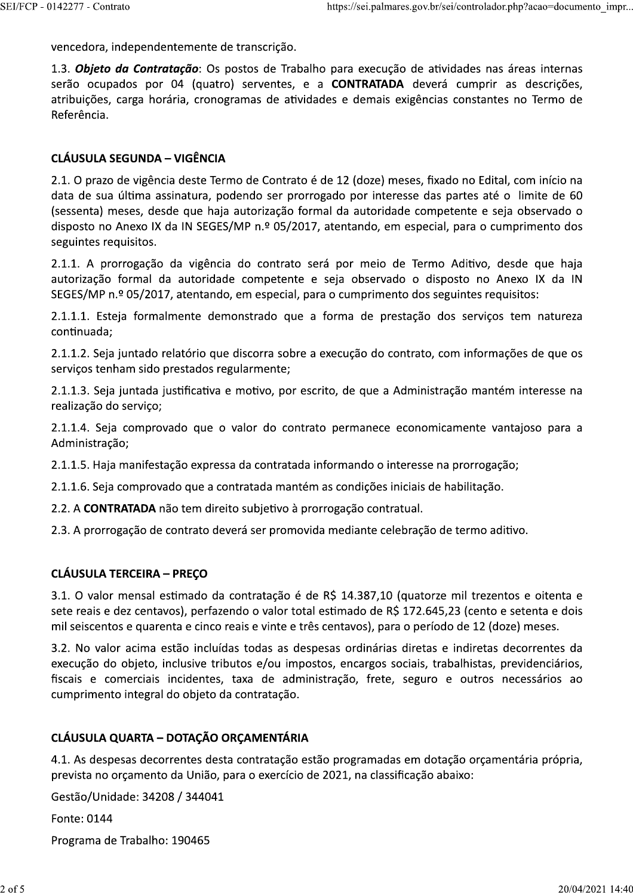vencedora, independentemente de transcrição.

1.3. ***Objeto da Contratação***: Os postos de Trabalho para execução de atividades nas áreas internas serão ocupados por 04 (quatro) serventes, e a **CONTRATADA** deverá cumprir as descrições, atribuições, carga horária, cronogramas de atividades e demais exigências constantes no Termo de Referência.

## CLÁUSULA SEGUNDA – VIGÊNCIA

2.1. O prazo de vigência deste Termo de Contrato é de 12 (doze) meses, fixado no Edital, com início na data de sua última assinatura, podendo ser prorrogado por interesse das partes até o limite de 60 (sessenta) meses, desde que haja autorização formal da autoridade competente e seja observado o disposto no Anexo IX da IN SEGES/MP n.º 05/2017, atentando, em especial, para o cumprimento dos seguintes requisitos.

2.1.1. A prorrogação da vigência do contrato será por meio de Termo Aditivo, desde que haja autorização formal da autoridade competente e seja observado o disposto no Anexo IX da IN SEGES/MP n.º 05/2017, atentando, em especial, para o cumprimento dos seguintes requisitos:

2.1.1.1. Esteja formalmente demonstrado que a forma de prestação dos serviços tem natureza continuada;

2.1.1.2. Seja juntado relatório que discorra sobre a execução do contrato, com informações de que os serviços tenham sido prestados regularmente;

2.1.1.3. Seja juntada justificativa e motivo, por escrito, de que a Administração mantém interesse na realização do serviço;

2.1.1.4. Seja comprovado que o valor do contrato permanece economicamente vantajoso para a Administração;

2.1.1.5. Haja manifestação expressa da contratada informando o interesse na prorrogação;

2.1.1.6. Seja comprovado que a contratada mantém as condições iniciais de habilitação.

2.2. A **CONTRATADA** não tem direito subjetivo à prorrogação contratual.

2.3. A prorrogação de contrato deverá ser promovida mediante celebração de termo aditivo.

## CLÁUSULA TERCEIRA – PREÇO

3.1. O valor mensal estimado da contratação é de R$ 14.387,10 (quatorze mil trezentos e oitenta e sete reais e dez centavos), perfazendo o valor total estimado de R$ 172.645,23 (cento e setenta e dois mil seiscentos e quarenta e cinco reais e vinte e três centavos), para o período de 12 (doze) meses.

3.2. No valor acima estão incluídas todas as despesas ordinárias diretas e indiretas decorrentes da execução do objeto, inclusive tributos e/ou impostos, encargos sociais, trabalhistas, previdenciários, fiscais e comerciais incidentes, taxa de administração, frete, seguro e outros necessários ao cumprimento integral do objeto da contratação.

## CLÁUSULA QUARTA – DOTAÇÃO ORÇAMENTÁRIA

4.1. As despesas decorrentes desta contratação estão programadas em dotação orçamentária própria, prevista no orçamento da União, para o exercício de 2021, na classificação abaixo:

Gestão/Unidade: 34208 / 344041

Fonte: 0144

Programa de Trabalho: 190465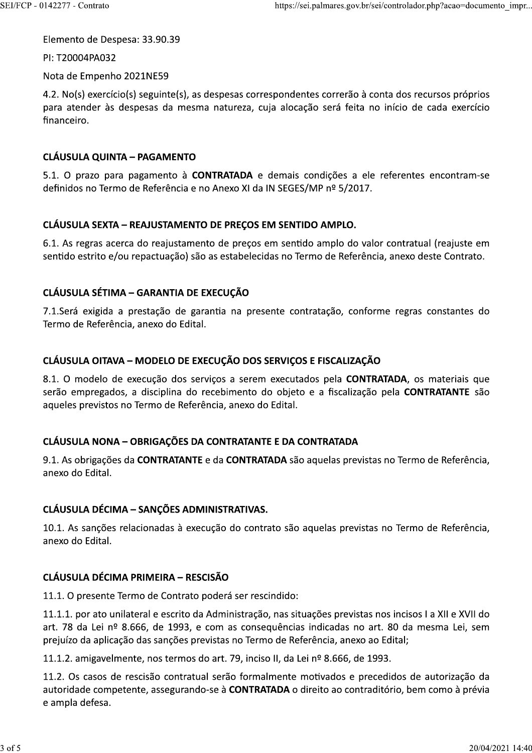Elemento de Despesa: 33.90.39

PI: T20004PA032

Nota de Empenho 2021NE59

4.2. No(s) exercício(s) seguinte(s), as despesas correspondentes correrão à conta dos recursos próprios para atender às despesas da mesma natureza, cuja alocação será feita no início de cada exercício financeiro.

## CLÁUSULA QUINTA – PAGAMENTO

5.1. O prazo para pagamento à **CONTRATADA** e demais condições a ele referentes encontram-se definidos no Termo de Referência e no Anexo XI da IN SEGES/MP nº 5/2017.

## CLÁUSULA SEXTA – REAJUSTAMENTO DE PREÇOS EM SENTIDO AMPLO.

6.1. As regras acerca do reajustamento de preços em sentido amplo do valor contratual (reajuste em sentido estrito e/ou repactuação) são as estabelecidas no Termo de Referência, anexo deste Contrato.

## CLÁUSULA SÉTIMA – GARANTIA DE EXECUÇÃO

7.1.Será exigida a prestação de garantia na presente contratação, conforme regras constantes do Termo de Referência, anexo do Edital.

## CLÁUSULA OITAVA – MODELO DE EXECUÇÃO DOS SERVIÇOS E FISCALIZAÇÃO

8.1. O modelo de execução dos serviços a serem executados pela **CONTRATADA**, os materiais que serão empregados, a disciplina do recebimento do objeto e a fiscalização pela **CONTRATANTE** são aqueles previstos no Termo de Referência, anexo do Edital.

## CLÁUSULA NONA – OBRIGAÇÕES DA CONTRATANTE E DA CONTRATADA

9.1. As obrigações da **CONTRATANTE** e da **CONTRATADA** são aquelas previstas no Termo de Referência, anexo do Edital.

## CLÁUSULA DÉCIMA – SANÇÕES ADMINISTRATIVAS.

10.1. As sanções relacionadas à execução do contrato são aquelas previstas no Termo de Referência, anexo do Edital.

## CLÁUSULA DÉCIMA PRIMEIRA – RESCISÃO

11.1. O presente Termo de Contrato poderá ser rescindido:

11.1.1. por ato unilateral e escrito da Administração, nas situações previstas nos incisos I a XII e XVII do art. 78 da Lei nº 8.666, de 1993, e com as consequências indicadas no art. 80 da mesma Lei, sem prejuízo da aplicação das sanções previstas no Termo de Referência, anexo ao Edital;

11.1.2. amigavelmente, nos termos do art. 79, inciso II, da Lei nº 8.666, de 1993.

11.2. Os casos de rescisão contratual serão formalmente motivados e precedidos de autorização da autoridade competente, assegurando-se à **CONTRATADA** o direito ao contraditório, bem como à prévia e ampla defesa.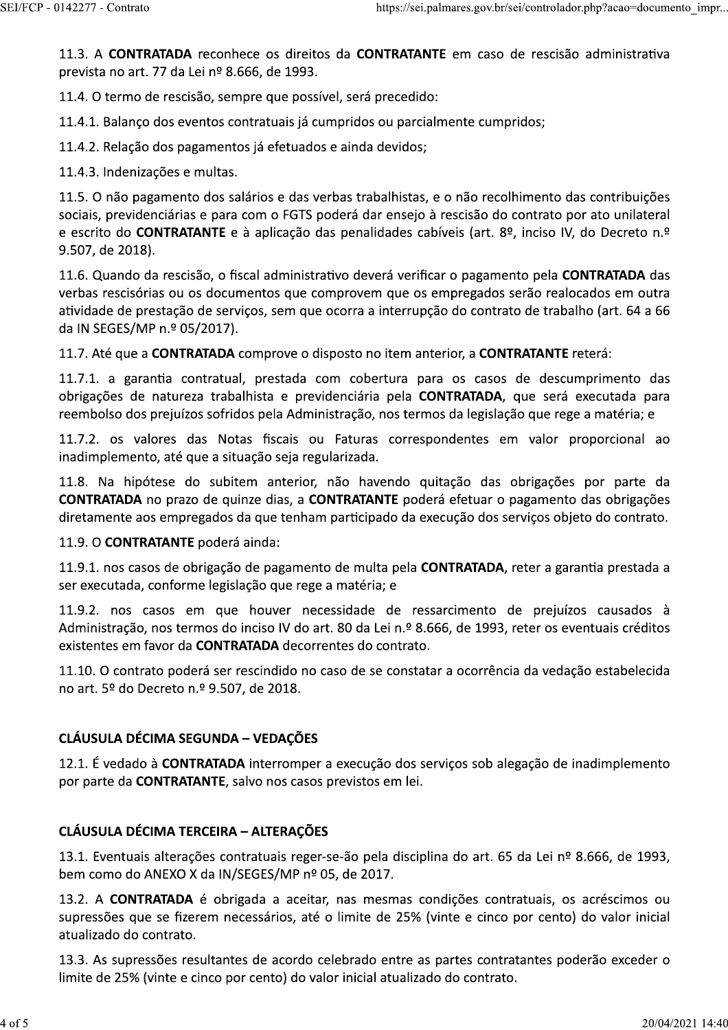11.3. A **CONTRATADA** reconhece os direitos da **CONTRATANTE** em caso de rescisão administrativa prevista no art. 77 da Lei nº 8.666, de 1993.

11.4. O termo de rescisão, sempre que possível, será precedido:

11.4.1. Balanço dos eventos contratuais já cumpridos ou parcialmente cumpridos;

11.4.2. Relação dos pagamentos já efetuados e ainda devidos;

11.4.3. Indenizações e multas.

11.5. O não pagamento dos salários e das verbas trabalhistas, e o não recolhimento das contribuições sociais, previdenciárias e para com o FGTS poderá dar ensejo à rescisão do contrato por ato unilateral e escrito do **CONTRATANTE** e à aplicação das penalidades cabíveis (art. 8º, inciso IV, do Decreto n.º 9.507, de 2018).

11.6. Quando da rescisão, o fiscal administrativo deverá verificar o pagamento pela **CONTRATADA** das verbas rescisórias ou os documentos que comprovem que os empregados serão realocados em outra atividade de prestação de serviços, sem que ocorra a interrupção do contrato de trabalho (art. 64 a 66 da IN SEGES/MP n.º 05/2017).

11.7. Até que a **CONTRATADA** comprove o disposto no item anterior, a **CONTRATANTE** reterá:

11.7.1. a garantia contratual, prestada com cobertura para os casos de descumprimento das obrigações de natureza trabalhista e previdenciária pela **CONTRATADA**, que será executada para reembolso dos prejuízos sofridos pela Administração, nos termos da legislação que rege a matéria; e

11.7.2. os valores das Notas fiscais ou Faturas correspondentes em valor proporcional ao inadimplemento, até que a situação seja regularizada.

11.8. Na hipótese do subitem anterior, não havendo quitação das obrigações por parte da **CONTRATADA** no prazo de quinze dias, a **CONTRATANTE** poderá efetuar o pagamento das obrigações diretamente aos empregados da que tenham participado da execução dos serviços objeto do contrato.

11.9. O **CONTRATANTE** poderá ainda:

11.9.1. nos casos de obrigação de pagamento de multa pela **CONTRATADA**, reter a garantia prestada a ser executada, conforme legislação que rege a matéria; e

11.9.2. nos casos em que houver necessidade de ressarcimento de prejuízos causados à Administração, nos termos do inciso IV do art. 80 da Lei n.º 8.666, de 1993, reter os eventuais créditos existentes em favor da **CONTRATADA** decorrentes do contrato.

11.10. O contrato poderá ser rescindido no caso de se constatar a ocorrência da vedação estabelecida no art. 5º do Decreto n.º 9.507, de 2018.

## CLÁUSULA DÉCIMA SEGUNDA – VEDAÇÕES

12.1. É vedado à **CONTRATADA** interromper a execução dos serviços sob alegação de inadimplemento por parte da **CONTRATANTE**, salvo nos casos previstos em lei.

## CLÁUSULA DÉCIMA TERCEIRA – ALTERAÇÕES

13.1. Eventuais alterações contratuais reger-se-ão pela disciplina do art. 65 da Lei nº 8.666, de 1993, bem como do ANEXO X da IN/SEGES/MP nº 05, de 2017.

13.2. A **CONTRATADA** é obrigada a aceitar, nas mesmas condições contratuais, os acréscimos ou supressões que se fizerem necessários, até o limite de 25% (vinte e cinco por cento) do valor inicial atualizado do contrato.

13.3. As supressões resultantes de acordo celebrado entre as partes contratantes poderão exceder o limite de 25% (vinte e cinco por cento) do valor inicial atualizado do contrato.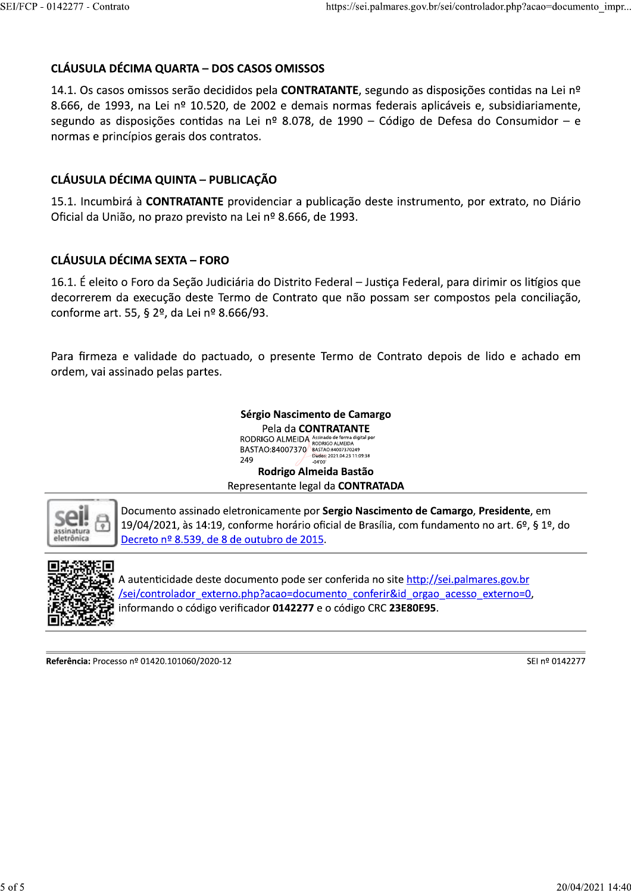## CLÁUSULA DÉCIMA QUARTA – DOS CASOS OMISSOS

14.1. Os casos omissos serão decididos pela **CONTRATANTE**, segundo as disposições contidas na Lei nº 8.666, de 1993, na Lei nº 10.520, de 2002 e demais normas federais aplicáveis e, subsidiariamente, segundo as disposições contidas na Lei nº 8.078, de 1990 – Código de Defesa do Consumidor – e normas e princípios gerais dos contratos.

## CLÁUSULA DÉCIMA QUINTA – PUBLICAÇÃO

15.1. Incumbirá à **CONTRATANTE** providenciar a publicação deste instrumento, por extrato, no Diário Oficial da União, no prazo previsto na Lei nº 8.666, de 1993.

## CLÁUSULA DÉCIMA SEXTA – FORO

16.1. É eleito o Foro da Seção Judiciária do Distrito Federal – Justiça Federal, para dirimir os litígios que decorrerem da execução deste Termo de Contrato que não possam ser compostos pela conciliação, conforme art. 55, § 2º, da Lei nº 8.666/93.

Para firmeza e validade do pactuado, o presente Termo de Contrato depois de lido e achado em ordem, vai assinado pelas partes.

**Sérgio Nascimento de Camargo**
Pela da **CONTRATANTE**

RODRIGO ALMEIDA BASTAO:84007370249
Assinado de forma digital por RODRIGO ALMEIDA BASTAO:84007370249
Dados: 2021.04.23 11:09:38 -04'00'

**Rodrigo Almeida Bastão**
Representante legal da **CONTRATADA**

---

Documento assinado eletronicamente por **Sergio Nascimento de Camargo**, **Presidente**, em 19/04/2021, às 14:19, conforme horário oficial de Brasília, com fundamento no art. 6º, § 1º, do [Decreto nº 8.539, de 8 de outubro de 2015](#).

---

A autenticidade deste documento pode ser conferida no site http://sei.palmares.gov.br/sei/controlador_externo.php?acao=documento_conferir&id_orgao_acesso_externo=0, informando o código verificador **0142277** e o código CRC **23E80E95**.

---

**Referência:** Processo nº 01420.101060/2020-12 | SEI nº 0142277